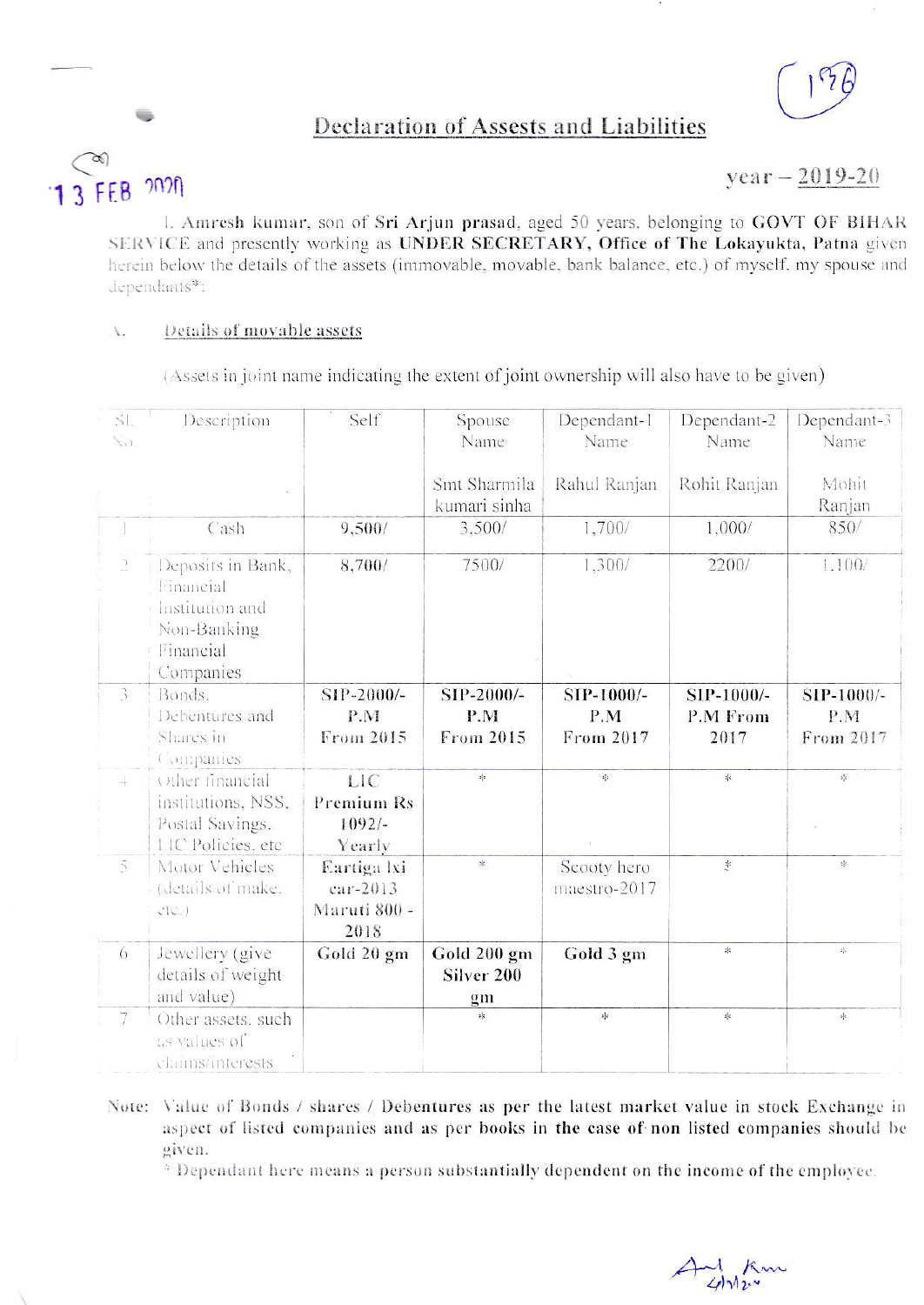# Declaration of Assests and Liabilities

13 FEB 2020

year – 2019-20

I, **Amresh kumar**, son of **Sri Arjun prasad**, aged 50 years, belonging to **GOVT OF BIHAR SERVICE** and presently working as **UNDER SECRETARY, Office of The Lokayukta, Patna** given herein below the details of the assets (immovable, movable, bank balance, etc.) of myself, my spouse and dependants*:

1. **Details of movable assets**

(Assets in joint name indicating the extent of joint ownership will also have to be given)

| Sl. No. | Description | Self | Spouse Name | Dependant-1 Name | Dependant-2 Name | Dependant-3 Name |
|---|---|---|---|---|---|---|
| | | | Smt Sharmila kumari sinha | Rahul Ranjan | Rohit Ranjan | Mohit Ranjan |
| 1 | Cash | 9,500/ | 3,500/ | 1,700/ | 1,000/ | 850/ |
| 2 | Deposits in Bank, Financial Institution and Non-Banking Financial Companies | 8,700/ | 7500/ | 1,300/ | 2200/ | 1,100/ |
| 3 | Bonds, Debentures and Shares in Companies | **SIP-2000/- P.M From 2015** | **SIP-2000/- P.M From 2015** | **SIP-1000/- P.M From 2017** | **SIP-1000/- P.M From 2017** | **SIP-1000/- P.M From 2017** |
| 4 | Other financial institutions, NSS, Postal Savings, LIC Policies, etc | **LIC Premium Rs 1092/- Yearly** | * | * | * | * |
| 5 | Motor Vehicles (details of make, etc.) | **Eartiga lxi car-2013 Maruti 800 - 2018** | * | Scooty hero maestro-2017 | * | * |
| 6 | Jewellery (give details of weight and value) | **Gold 20 gm** | **Gold 200 gm Silver 200 gm** | **Gold 3 gm** | * | * |
| 7 | Other assets, such as values of claims/interests | | * | * | * | * |

Note: Value of Bonds / shares / Debentures as per the latest market value in stock Exchange in aspect of listed companies and as per books in the case of non listed companies should be given.

\* Dependant here means a person substantially dependent on the income of the employee.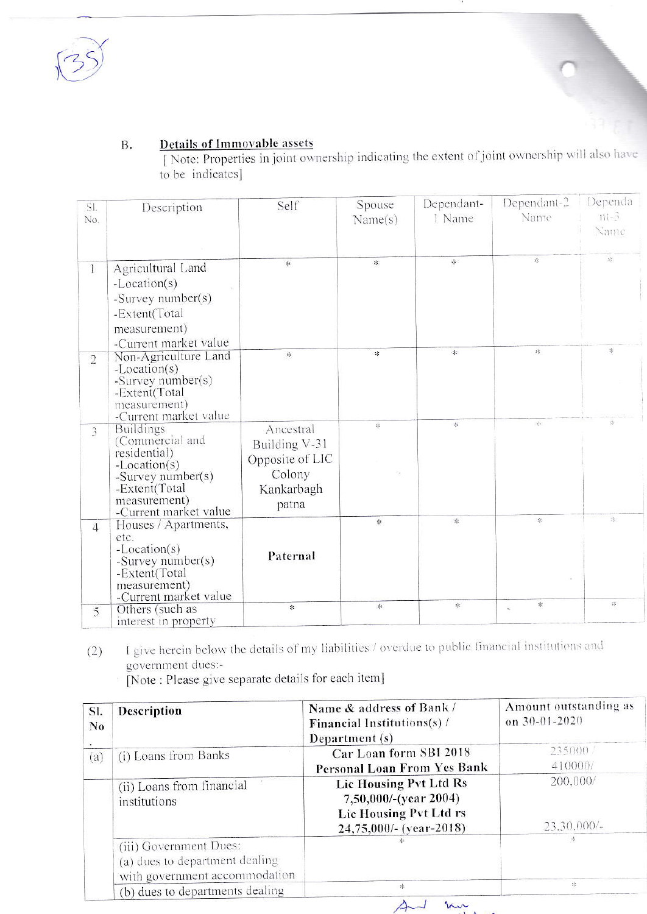B. **Details of Immovable assets**

[ Note: Properties in joint ownership indicating the extent of joint ownership will also have to be indicates]

| Sl. No. | Description | Self | Spouse Name(s) | Dependant-1 Name | Dependant-2 Name | Dependant-3 Name |
|---|---|---|---|---|---|---|
| 1 | Agricultural Land<br>-Location(s)<br>-Survey number(s)<br>-Extent(Total measurement)<br>-Current market value | * | * | * | * | * |
| 2 | Non-Agriculture Land<br>-Location(s)<br>-Survey number(s)<br>-Extent(Total measurement)<br>-Current market value | * | * | * | * | * |
| 3 | Buildings (Commercial and residential)<br>-Location(s)<br>-Survey number(s)<br>-Extent(Total measurement)<br>-Current market value | Ancestral Building V-31 Opposite of LIC Colony Kankarbagh patna | * | * | * | * |
| 4 | Houses / Apartments, etc.<br>-Location(s)<br>-Survey number(s)<br>-Extent(Total measurement)<br>-Current market value | **Paternal** | * | * | * | * |
| 5 | Others (such as interest in property | * | * | * | * | * |

(2) I give herein below the details of my liabilities / overdue to public financial institutions and government dues:-

[Note : Please give separate details for each item]

| Sl. No. | Description | Name & address of Bank / Financial Institutions(s) / Department (s) | Amount outstanding as on 30-01-2020 |
|---|---|---|---|
| (a) | (i) Loans from Banks | **Car Loan form SBI 2018**<br>**Personal Loan From Yes Bank** | 235000/<br>410000/ |
| | (ii) Loans from financial institutions | **Lic Housing Pvt Ltd Rs 7,50,000/-(year 2004)**<br>**Lic Housing Pvt Ltd rs 24,75,000/- (year-2018)** | 200,000/<br><br>23,30,000/- |
| | (iii) Government Dues:<br>(a) dues to department dealing with government accommodation | * | * |
| | (b) dues to departments dealing | * | * |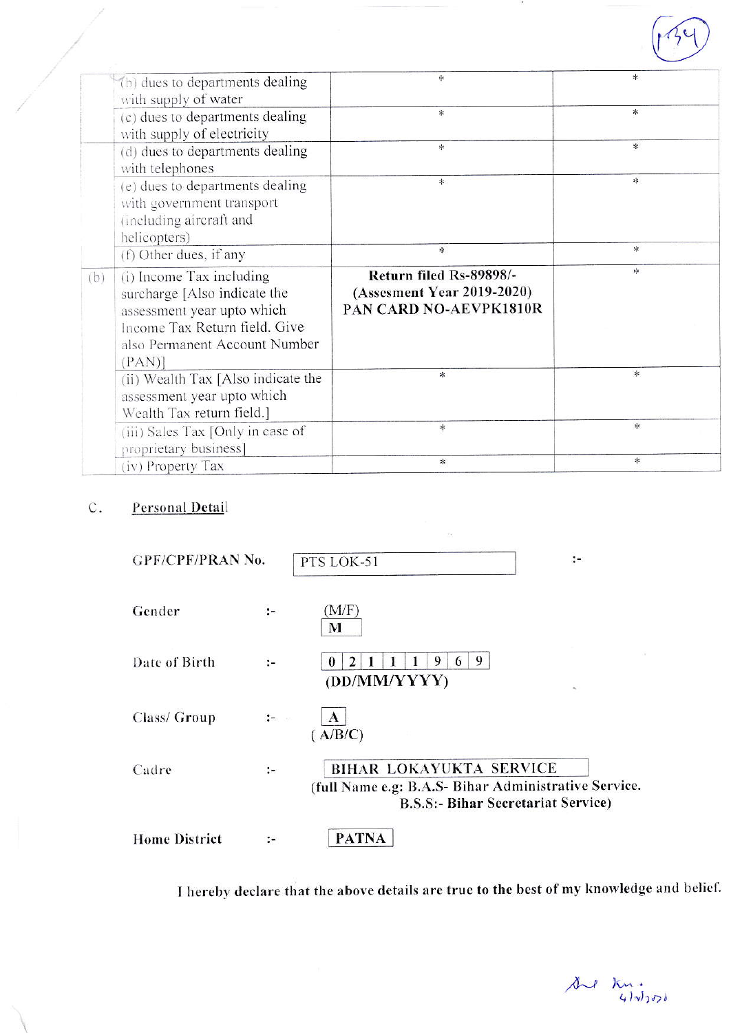| | | | |
|---|---|---|---|
| | (b) dues to departments dealing with supply of water | * | * |
| | (c) dues to departments dealing with supply of electricity | * | * |
| | (d) dues to departments dealing with telephones | * | * |
| | (e) dues to departments dealing with government transport (including aircraft and helicopters) | * | * |
| | (f) Other dues, if any | * | * |
| (b) | (i) Income Tax including surcharge [Also indicate the assessment year upto which Income Tax Return field. Give also Permanent Account Number (PAN)] | **Return filed Rs-89898/- (Assesment Year 2019-2020) PAN CARD NO-AEVPK1810R** | * |
| | (ii) Wealth Tax [Also indicate the assessment year upto which Wealth Tax return field.] | * | * |
| | (iii) Sales Tax [Only in case of proprietary business] | * | * |
| | (iv) Property Tax | * | * |

C. **Personal Detail**

**GPF/CPF/PRAN No.** PTS LOK-51 :-

**Gender** :- (M/F) **M**

**Date of Birth** :- **0 2 1 1 1 9 6 9** **(DD/MM/YYYY)**

**Class/ Group** :- **A** ( A/B/C)

**Cadre** :- **BIHAR LOKAYUKTA SERVICE**
**(full Name e.g: B.A.S- Bihar Administrative Service. B.S.S:- Bihar Secretariat Service)**

**Home District** :- **PATNA**

**I hereby declare that the above details are true to the best of my knowledge and belief.**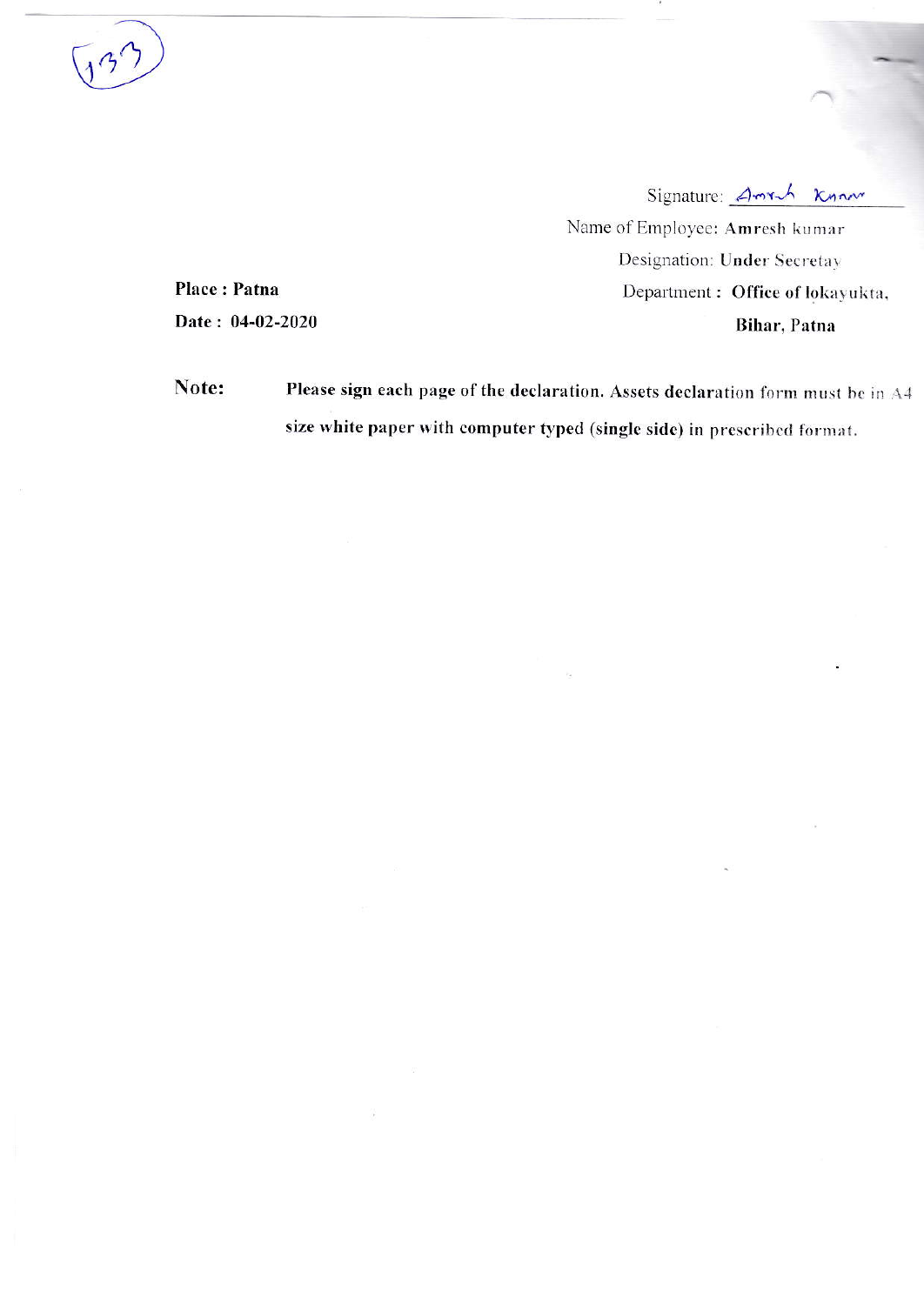(133)

Signature: Amresh Kumar

Name of Employee: **Amresh** kumar

Designation: **Under** Secretay

Department : **Office of lokayukta, Bihar, Patna**

**Place : Patna**

**Date : 04-02-2020**

**Note:** **Please sign each** page of the **declaration. Assets declaration** form must be in A4 **size white** paper with **computer typed (single side)** in prescribed format.